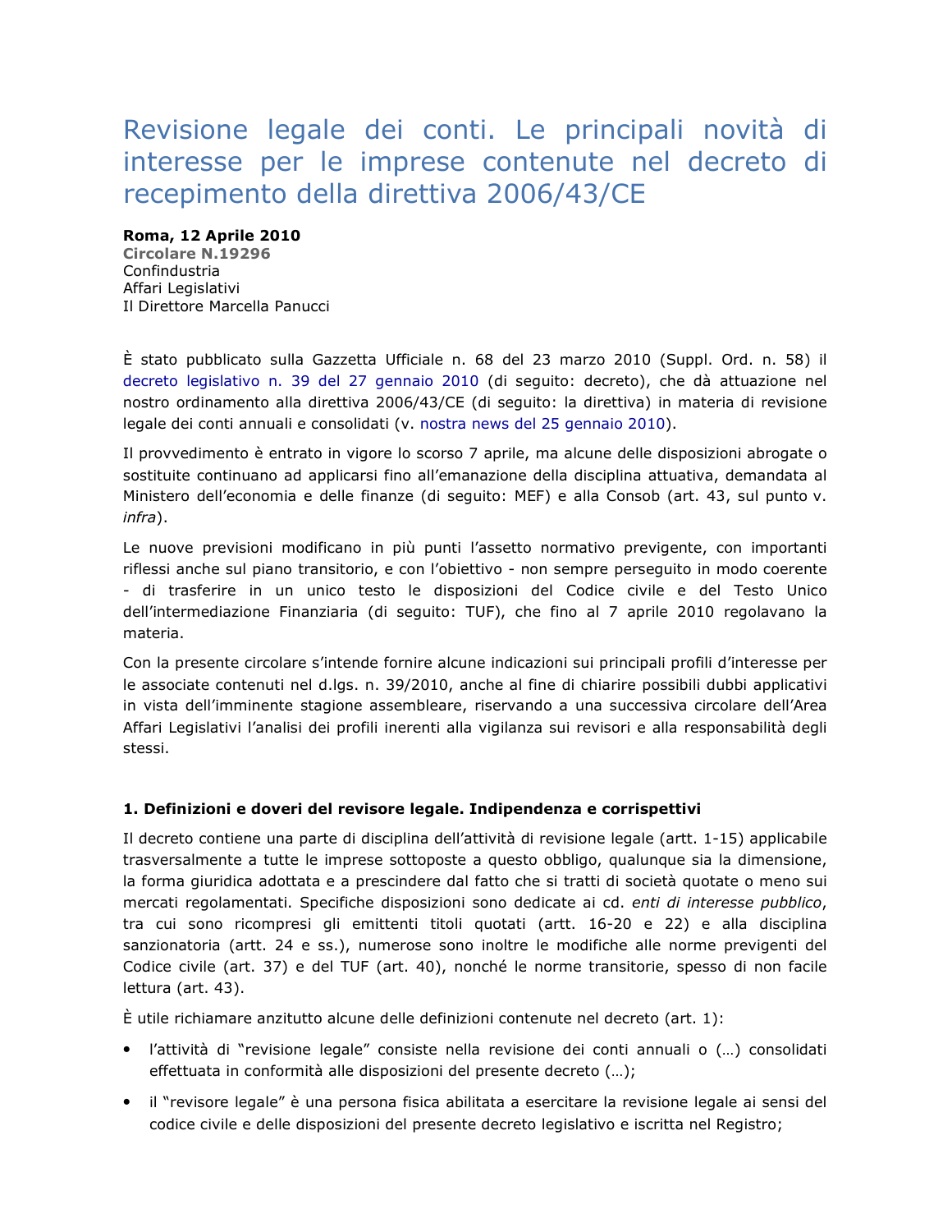# Revisione legale dei conti. Le principali novità di interesse per le imprese contenute nel decreto di recepimento della direttiva 2006/43/CE

**Roma, 12 Aprile 2010**
**Circolare N.19296**
Confindustria
Affari Legislativi
Il Direttore Marcella Panucci

È stato pubblicato sulla Gazzetta Ufficiale n. 68 del 23 marzo 2010 (Suppl. Ord. n. 58) il decreto legislativo n. 39 del 27 gennaio 2010 (di seguito: decreto), che dà attuazione nel nostro ordinamento alla direttiva 2006/43/CE (di seguito: la direttiva) in materia di revisione legale dei conti annuali e consolidati (v. nostra news del 25 gennaio 2010).

Il provvedimento è entrato in vigore lo scorso 7 aprile, ma alcune delle disposizioni abrogate o sostituite continuano ad applicarsi fino all'emanazione della disciplina attuativa, demandata al Ministero dell'economia e delle finanze (di seguito: MEF) e alla Consob (art. 43, sul punto v. *infra*).

Le nuove previsioni modificano in più punti l'assetto normativo previgente, con importanti riflessi anche sul piano transitorio, e con l'obiettivo - non sempre perseguito in modo coerente - di trasferire in un unico testo le disposizioni del Codice civile e del Testo Unico dell'intermediazione Finanziaria (di seguito: TUF), che fino al 7 aprile 2010 regolavano la materia.

Con la presente circolare s'intende fornire alcune indicazioni sui principali profili d'interesse per le associate contenuti nel d.lgs. n. 39/2010, anche al fine di chiarire possibili dubbi applicativi in vista dell'imminente stagione assembleare, riservando a una successiva circolare dell'Area Affari Legislativi l'analisi dei profili inerenti alla vigilanza sui revisori e alla responsabilità degli stessi.

### 1. Definizioni e doveri del revisore legale. Indipendenza e corrispettivi

Il decreto contiene una parte di disciplina dell'attività di revisione legale (artt. 1-15) applicabile trasversalmente a tutte le imprese sottoposte a questo obbligo, qualunque sia la dimensione, la forma giuridica adottata e a prescindere dal fatto che si tratti di società quotate o meno sui mercati regolamentati. Specifiche disposizioni sono dedicate ai cd. *enti di interesse pubblico*, tra cui sono ricompresi gli emittenti titoli quotati (artt. 16-20 e 22) e alla disciplina sanzionatoria (artt. 24 e ss.), numerose sono inoltre le modifiche alle norme previgenti del Codice civile (art. 37) e del TUF (art. 40), nonché le norme transitorie, spesso di non facile lettura (art. 43).

È utile richiamare anzitutto alcune delle definizioni contenute nel decreto (art. 1):

- l'attività di "revisione legale" consiste nella revisione dei conti annuali o (…) consolidati effettuata in conformità alle disposizioni del presente decreto (…);
- il "revisore legale" è una persona fisica abilitata a esercitare la revisione legale ai sensi del codice civile e delle disposizioni del presente decreto legislativo e iscritta nel Registro;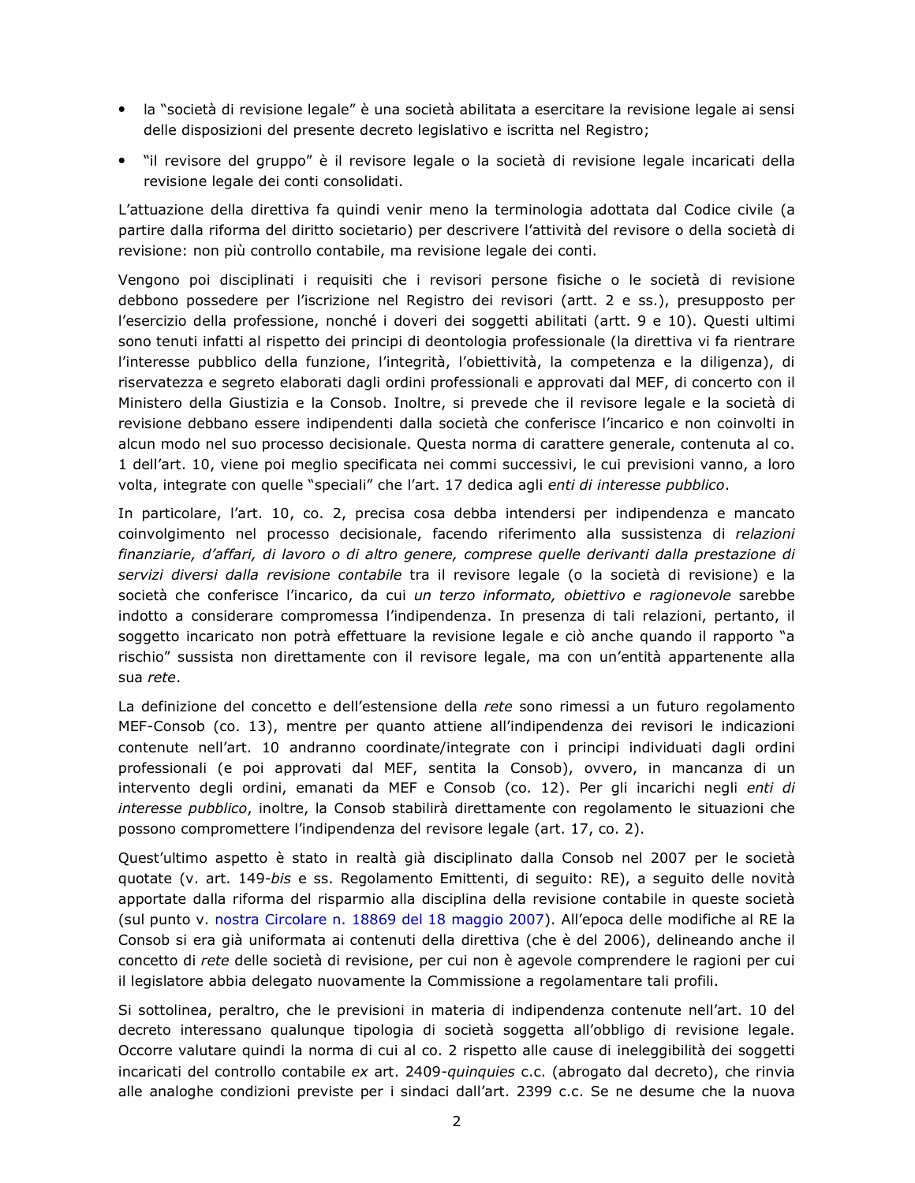- la “società di revisione legale” è una società abilitata a esercitare la revisione legale ai sensi delle disposizioni del presente decreto legislativo e iscritta nel Registro;
- “il revisore del gruppo” è il revisore legale o la società di revisione legale incaricati della revisione legale dei conti consolidati.

L’attuazione della direttiva fa quindi venir meno la terminologia adottata dal Codice civile (a partire dalla riforma del diritto societario) per descrivere l’attività del revisore o della società di revisione: non più controllo contabile, ma revisione legale dei conti.

Vengono poi disciplinati i requisiti che i revisori persone fisiche o le società di revisione debbono possedere per l’iscrizione nel Registro dei revisori (artt. 2 e ss.), presupposto per l’esercizio della professione, nonché i doveri dei soggetti abilitati (artt. 9 e 10). Questi ultimi sono tenuti infatti al rispetto dei principi di deontologia professionale (la direttiva vi fa rientrare l’interesse pubblico della funzione, l’integrità, l’obiettività, la competenza e la diligenza), di riservatezza e segreto elaborati dagli ordini professionali e approvati dal MEF, di concerto con il Ministero della Giustizia e la Consob. Inoltre, si prevede che il revisore legale e la società di revisione debbano essere indipendenti dalla società che conferisce l’incarico e non coinvolti in alcun modo nel suo processo decisionale. Questa norma di carattere generale, contenuta al co. 1 dell’art. 10, viene poi meglio specificata nei commi successivi, le cui previsioni vanno, a loro volta, integrate con quelle “speciali” che l’art. 17 dedica agli *enti di interesse pubblico*.

In particolare, l’art. 10, co. 2, precisa cosa debba intendersi per indipendenza e mancato coinvolgimento nel processo decisionale, facendo riferimento alla sussistenza di *relazioni finanziarie, d’affari, di lavoro o di altro genere, comprese quelle derivanti dalla prestazione di servizi diversi dalla revisione contabile* tra il revisore legale (o la società di revisione) e la società che conferisce l’incarico, da cui *un terzo informato, obiettivo e ragionevole* sarebbe indotto a considerare compromessa l’indipendenza. In presenza di tali relazioni, pertanto, il soggetto incaricato non potrà effettuare la revisione legale e ciò anche quando il rapporto “a rischio” sussista non direttamente con il revisore legale, ma con un’entità appartenente alla sua *rete*.

La definizione del concetto e dell’estensione della *rete* sono rimessi a un futuro regolamento MEF-Consob (co. 13), mentre per quanto attiene all’indipendenza dei revisori le indicazioni contenute nell’art. 10 andranno coordinate/integrate con i principi individuati dagli ordini professionali (e poi approvati dal MEF, sentita la Consob), ovvero, in mancanza di un intervento degli ordini, emanati da MEF e Consob (co. 12). Per gli incarichi negli *enti di interesse pubblico*, inoltre, la Consob stabilirà direttamente con regolamento le situazioni che possono compromettere l’indipendenza del revisore legale (art. 17, co. 2).

Quest’ultimo aspetto è stato in realtà già disciplinato dalla Consob nel 2007 per le società quotate (v. art. 149-*bis* e ss. Regolamento Emittenti, di seguito: RE), a seguito delle novità apportate dalla riforma del risparmio alla disciplina della revisione contabile in queste società (sul punto v. nostra Circolare n. 18869 del 18 maggio 2007). All’epoca delle modifiche al RE la Consob si era già uniformata ai contenuti della direttiva (che è del 2006), delineando anche il concetto di *rete* delle società di revisione, per cui non è agevole comprendere le ragioni per cui il legislatore abbia delegato nuovamente la Commissione a regolamentare tali profili.

Si sottolinea, peraltro, che le previsioni in materia di indipendenza contenute nell’art. 10 del decreto interessano qualunque tipologia di società soggetta all’obbligo di revisione legale. Occorre valutare quindi la norma di cui al co. 2 rispetto alle cause di ineleggibilità dei soggetti incaricati del controllo contabile *ex* art. 2409-*quinquies* c.c. (abrogato dal decreto), che rinvia alle analoghe condizioni previste per i sindaci dall’art. 2399 c.c. Se ne desume che la nuova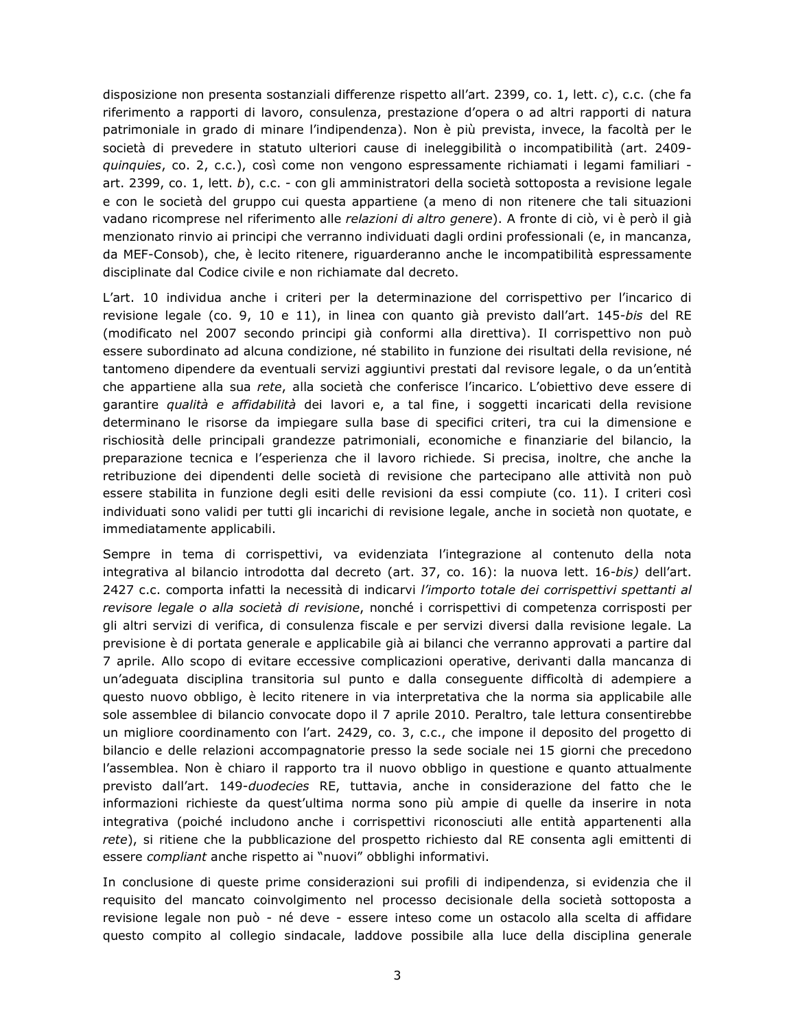disposizione non presenta sostanziali differenze rispetto all'art. 2399, co. 1, lett. *c*), c.c. (che fa riferimento a rapporti di lavoro, consulenza, prestazione d'opera o ad altri rapporti di natura patrimoniale in grado di minare l'indipendenza). Non è più prevista, invece, la facoltà per le società di prevedere in statuto ulteriori cause di ineleggibilità o incompatibilità (art. 2409-*quinquies*, co. 2, c.c.), così come non vengono espressamente richiamati i legami familiari - art. 2399, co. 1, lett. *b*), c.c. - con gli amministratori della società sottoposta a revisione legale e con le società del gruppo cui questa appartiene (a meno di non ritenere che tali situazioni vadano ricomprese nel riferimento alle *relazioni di altro genere*). A fronte di ciò, vi è però il già menzionato rinvio ai principi che verranno individuati dagli ordini professionali (e, in mancanza, da MEF-Consob), che, è lecito ritenere, riguarderanno anche le incompatibilità espressamente disciplinate dal Codice civile e non richiamate dal decreto.

L'art. 10 individua anche i criteri per la determinazione del corrispettivo per l'incarico di revisione legale (co. 9, 10 e 11), in linea con quanto già previsto dall'art. 145-*bis* del RE (modificato nel 2007 secondo principi già conformi alla direttiva). Il corrispettivo non può essere subordinato ad alcuna condizione, né stabilito in funzione dei risultati della revisione, né tantomeno dipendere da eventuali servizi aggiuntivi prestati dal revisore legale, o da un'entità che appartiene alla sua *rete*, alla società che conferisce l'incarico. L'obiettivo deve essere di garantire *qualità e affidabilità* dei lavori e, a tal fine, i soggetti incaricati della revisione determinano le risorse da impiegare sulla base di specifici criteri, tra cui la dimensione e rischiosità delle principali grandezze patrimoniali, economiche e finanziarie del bilancio, la preparazione tecnica e l'esperienza che il lavoro richiede. Si precisa, inoltre, che anche la retribuzione dei dipendenti delle società di revisione che partecipano alle attività non può essere stabilita in funzione degli esiti delle revisioni da essi compiute (co. 11). I criteri così individuati sono validi per tutti gli incarichi di revisione legale, anche in società non quotate, e immediatamente applicabili.

Sempre in tema di corrispettivi, va evidenziata l'integrazione al contenuto della nota integrativa al bilancio introdotta dal decreto (art. 37, co. 16): la nuova lett. 16-*bis)* dell'art. 2427 c.c. comporta infatti la necessità di indicarvi *l'importo totale dei corrispettivi spettanti al revisore legale o alla società di revisione*, nonché i corrispettivi di competenza corrisposti per gli altri servizi di verifica, di consulenza fiscale e per servizi diversi dalla revisione legale. La previsione è di portata generale e applicabile già ai bilanci che verranno approvati a partire dal 7 aprile. Allo scopo di evitare eccessive complicazioni operative, derivanti dalla mancanza di un'adeguata disciplina transitoria sul punto e dalla conseguente difficoltà di adempiere a questo nuovo obbligo, è lecito ritenere in via interpretativa che la norma sia applicabile alle sole assemblee di bilancio convocate dopo il 7 aprile 2010. Peraltro, tale lettura consentirebbe un migliore coordinamento con l'art. 2429, co. 3, c.c., che impone il deposito del progetto di bilancio e delle relazioni accompagnatorie presso la sede sociale nei 15 giorni che precedono l'assemblea. Non è chiaro il rapporto tra il nuovo obbligo in questione e quanto attualmente previsto dall'art. 149-*duodecies* RE, tuttavia, anche in considerazione del fatto che le informazioni richieste da quest'ultima norma sono più ampie di quelle da inserire in nota integrativa (poiché includono anche i corrispettivi riconosciuti alle entità appartenenti alla *rete*), si ritiene che la pubblicazione del prospetto richiesto dal RE consenta agli emittenti di essere *compliant* anche rispetto ai "nuovi" obblighi informativi.

In conclusione di queste prime considerazioni sui profili di indipendenza, si evidenzia che il requisito del mancato coinvolgimento nel processo decisionale della società sottoposta a revisione legale non può - né deve - essere inteso come un ostacolo alla scelta di affidare questo compito al collegio sindacale, laddove possibile alla luce della disciplina generale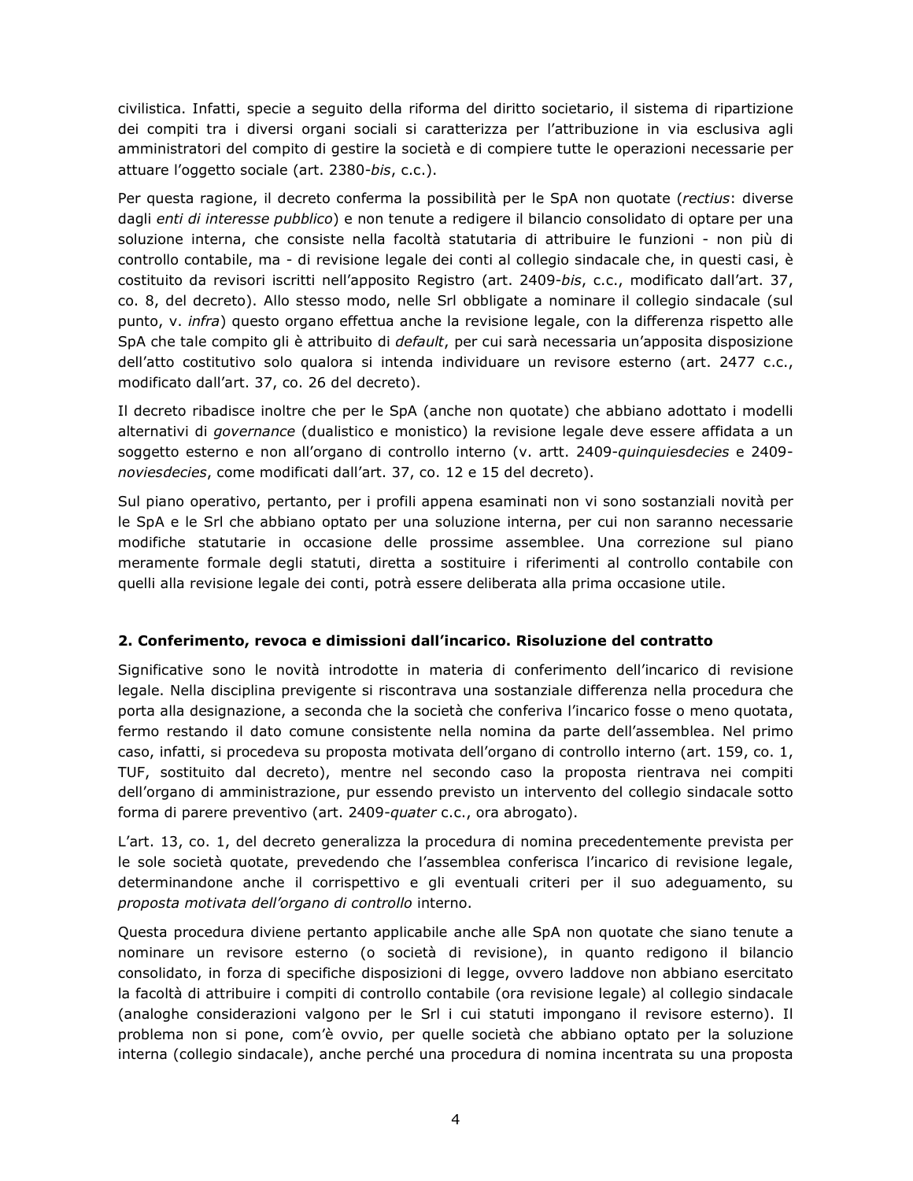civilistica. Infatti, specie a seguito della riforma del diritto societario, il sistema di ripartizione dei compiti tra i diversi organi sociali si caratterizza per l'attribuzione in via esclusiva agli amministratori del compito di gestire la società e di compiere tutte le operazioni necessarie per attuare l'oggetto sociale (art. 2380-*bis*, c.c.).

Per questa ragione, il decreto conferma la possibilità per le SpA non quotate (*rectius*: diverse dagli *enti di interesse pubblico*) e non tenute a redigere il bilancio consolidato di optare per una soluzione interna, che consiste nella facoltà statutaria di attribuire le funzioni - non più di controllo contabile, ma - di revisione legale dei conti al collegio sindacale che, in questi casi, è costituito da revisori iscritti nell'apposito Registro (art. 2409-*bis*, c.c., modificato dall'art. 37, co. 8, del decreto). Allo stesso modo, nelle Srl obbligate a nominare il collegio sindacale (sul punto, v. *infra*) questo organo effettua anche la revisione legale, con la differenza rispetto alle SpA che tale compito gli è attribuito di *default*, per cui sarà necessaria un'apposita disposizione dell'atto costitutivo solo qualora si intenda individuare un revisore esterno (art. 2477 c.c., modificato dall'art. 37, co. 26 del decreto).

Il decreto ribadisce inoltre che per le SpA (anche non quotate) che abbiano adottato i modelli alternativi di *governance* (dualistico e monistico) la revisione legale deve essere affidata a un soggetto esterno e non all'organo di controllo interno (v. artt. 2409-*quinquiesdecies* e 2409-*noviesdecies*, come modificati dall'art. 37, co. 12 e 15 del decreto).

Sul piano operativo, pertanto, per i profili appena esaminati non vi sono sostanziali novità per le SpA e le Srl che abbiano optato per una soluzione interna, per cui non saranno necessarie modifiche statutarie in occasione delle prossime assemblee. Una correzione sul piano meramente formale degli statuti, diretta a sostituire i riferimenti al controllo contabile con quelli alla revisione legale dei conti, potrà essere deliberata alla prima occasione utile.

## 2. Conferimento, revoca e dimissioni dall'incarico. Risoluzione del contratto

Significative sono le novità introdotte in materia di conferimento dell'incarico di revisione legale. Nella disciplina previgente si riscontrava una sostanziale differenza nella procedura che porta alla designazione, a seconda che la società che conferiva l'incarico fosse o meno quotata, fermo restando il dato comune consistente nella nomina da parte dell'assemblea. Nel primo caso, infatti, si procedeva su proposta motivata dell'organo di controllo interno (art. 159, co. 1, TUF, sostituito dal decreto), mentre nel secondo caso la proposta rientrava nei compiti dell'organo di amministrazione, pur essendo previsto un intervento del collegio sindacale sotto forma di parere preventivo (art. 2409-*quater* c.c., ora abrogato).

L'art. 13, co. 1, del decreto generalizza la procedura di nomina precedentemente prevista per le sole società quotate, prevedendo che l'assemblea conferisca l'incarico di revisione legale, determinandone anche il corrispettivo e gli eventuali criteri per il suo adeguamento, su *proposta motivata dell'organo di controllo* interno.

Questa procedura diviene pertanto applicabile anche alle SpA non quotate che siano tenute a nominare un revisore esterno (o società di revisione), in quanto redigono il bilancio consolidato, in forza di specifiche disposizioni di legge, ovvero laddove non abbiano esercitato la facoltà di attribuire i compiti di controllo contabile (ora revisione legale) al collegio sindacale (analoghe considerazioni valgono per le Srl i cui statuti impongano il revisore esterno). Il problema non si pone, com'è ovvio, per quelle società che abbiano optato per la soluzione interna (collegio sindacale), anche perché una procedura di nomina incentrata su una proposta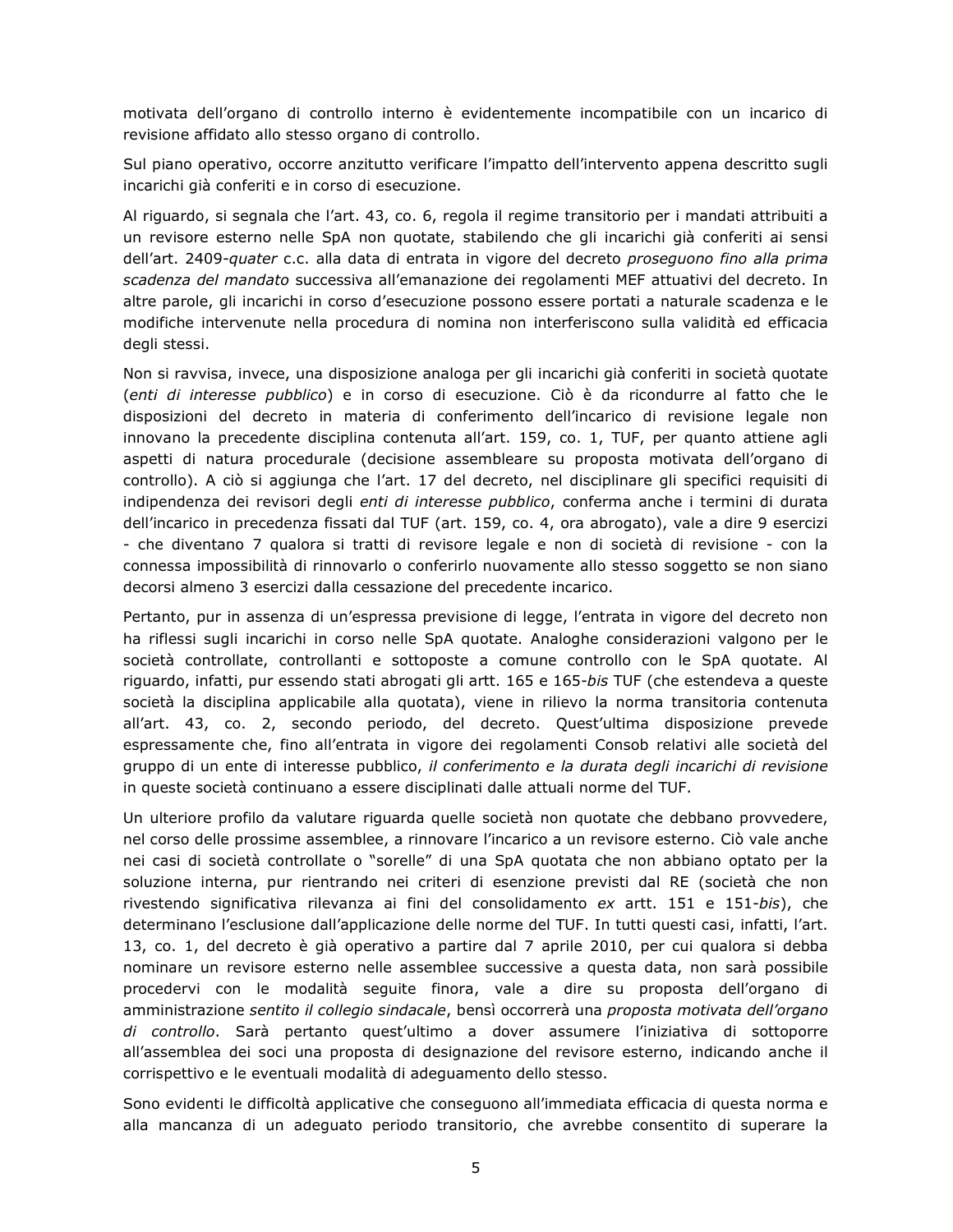motivata dell'organo di controllo interno è evidentemente incompatibile con un incarico di revisione affidato allo stesso organo di controllo.

Sul piano operativo, occorre anzitutto verificare l'impatto dell'intervento appena descritto sugli incarichi già conferiti e in corso di esecuzione.

Al riguardo, si segnala che l'art. 43, co. 6, regola il regime transitorio per i mandati attribuiti a un revisore esterno nelle SpA non quotate, stabilendo che gli incarichi già conferiti ai sensi dell'art. 2409-*quater* c.c. alla data di entrata in vigore del decreto *proseguono fino alla prima scadenza del mandato* successiva all'emanazione dei regolamenti MEF attuativi del decreto. In altre parole, gli incarichi in corso d'esecuzione possono essere portati a naturale scadenza e le modifiche intervenute nella procedura di nomina non interferiscono sulla validità ed efficacia degli stessi.

Non si ravvisa, invece, una disposizione analoga per gli incarichi già conferiti in società quotate (*enti di interesse pubblico*) e in corso di esecuzione. Ciò è da ricondurre al fatto che le disposizioni del decreto in materia di conferimento dell'incarico di revisione legale non innovano la precedente disciplina contenuta all'art. 159, co. 1, TUF, per quanto attiene agli aspetti di natura procedurale (decisione assembleare su proposta motivata dell'organo di controllo). A ciò si aggiunga che l'art. 17 del decreto, nel disciplinare gli specifici requisiti di indipendenza dei revisori degli *enti di interesse pubblico*, conferma anche i termini di durata dell'incarico in precedenza fissati dal TUF (art. 159, co. 4, ora abrogato), vale a dire 9 esercizi - che diventano 7 qualora si tratti di revisore legale e non di società di revisione - con la connessa impossibilità di rinnovarlo o conferirlo nuovamente allo stesso soggetto se non siano decorsi almeno 3 esercizi dalla cessazione del precedente incarico.

Pertanto, pur in assenza di un'espressa previsione di legge, l'entrata in vigore del decreto non ha riflessi sugli incarichi in corso nelle SpA quotate. Analoghe considerazioni valgono per le società controllate, controllanti e sottoposte a comune controllo con le SpA quotate. Al riguardo, infatti, pur essendo stati abrogati gli artt. 165 e 165-*bis* TUF (che estendeva a queste società la disciplina applicabile alla quotata), viene in rilievo la norma transitoria contenuta all'art. 43, co. 2, secondo periodo, del decreto. Quest'ultima disposizione prevede espressamente che, fino all'entrata in vigore dei regolamenti Consob relativi alle società del gruppo di un ente di interesse pubblico, *il conferimento e la durata degli incarichi di revisione* in queste società continuano a essere disciplinati dalle attuali norme del TUF.

Un ulteriore profilo da valutare riguarda quelle società non quotate che debbano provvedere, nel corso delle prossime assemblee, a rinnovare l'incarico a un revisore esterno. Ciò vale anche nei casi di società controllate o "sorelle" di una SpA quotata che non abbiano optato per la soluzione interna, pur rientrando nei criteri di esenzione previsti dal RE (società che non rivestendo significativa rilevanza ai fini del consolidamento *ex* artt. 151 e 151-*bis*), che determinano l'esclusione dall'applicazione delle norme del TUF. In tutti questi casi, infatti, l'art. 13, co. 1, del decreto è già operativo a partire dal 7 aprile 2010, per cui qualora si debba nominare un revisore esterno nelle assemblee successive a questa data, non sarà possibile procedervi con le modalità seguite finora, vale a dire su proposta dell'organo di amministrazione *sentito il collegio sindacale*, bensì occorrerà una *proposta motivata dell'organo di controllo*. Sarà pertanto quest'ultimo a dover assumere l'iniziativa di sottoporre all'assemblea dei soci una proposta di designazione del revisore esterno, indicando anche il corrispettivo e le eventuali modalità di adeguamento dello stesso.

Sono evidenti le difficoltà applicative che conseguono all'immediata efficacia di questa norma e alla mancanza di un adeguato periodo transitorio, che avrebbe consentito di superare la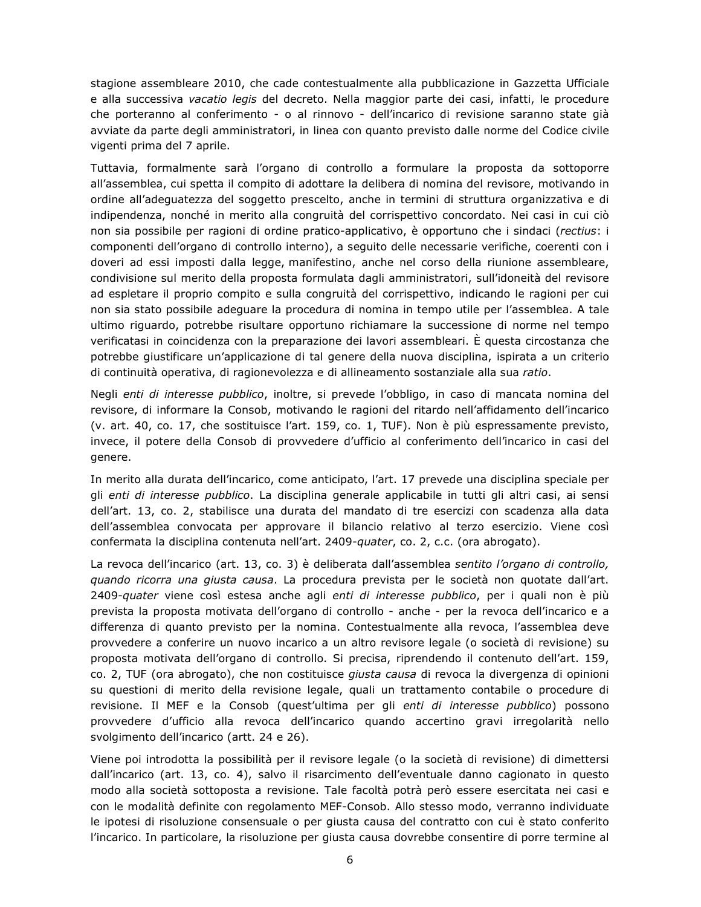stagione assembleare 2010, che cade contestualmente alla pubblicazione in Gazzetta Ufficiale e alla successiva *vacatio legis* del decreto. Nella maggior parte dei casi, infatti, le procedure che porteranno al conferimento - o al rinnovo - dell'incarico di revisione saranno state già avviate da parte degli amministratori, in linea con quanto previsto dalle norme del Codice civile vigenti prima del 7 aprile.

Tuttavia, formalmente sarà l'organo di controllo a formulare la proposta da sottoporre all'assemblea, cui spetta il compito di adottare la delibera di nomina del revisore, motivando in ordine all'adeguatezza del soggetto prescelto, anche in termini di struttura organizzativa e di indipendenza, nonché in merito alla congruità del corrispettivo concordato. Nei casi in cui ciò non sia possibile per ragioni di ordine pratico-applicativo, è opportuno che i sindaci (*rectius*: i componenti dell'organo di controllo interno), a seguito delle necessarie verifiche, coerenti con i doveri ad essi imposti dalla legge, manifestino, anche nel corso della riunione assembleare, condivisione sul merito della proposta formulata dagli amministratori, sull'idoneità del revisore ad espletare il proprio compito e sulla congruità del corrispettivo, indicando le ragioni per cui non sia stato possibile adeguare la procedura di nomina in tempo utile per l'assemblea. A tale ultimo riguardo, potrebbe risultare opportuno richiamare la successione di norme nel tempo verificatasi in coincidenza con la preparazione dei lavori assembleari. È questa circostanza che potrebbe giustificare un'applicazione di tal genere della nuova disciplina, ispirata a un criterio di continuità operativa, di ragionevolezza e di allineamento sostanziale alla sua *ratio*.

Negli *enti di interesse pubblico*, inoltre, si prevede l'obbligo, in caso di mancata nomina del revisore, di informare la Consob, motivando le ragioni del ritardo nell'affidamento dell'incarico (v. art. 40, co. 17, che sostituisce l'art. 159, co. 1, TUF). Non è più espressamente previsto, invece, il potere della Consob di provvedere d'ufficio al conferimento dell'incarico in casi del genere.

In merito alla durata dell'incarico, come anticipato, l'art. 17 prevede una disciplina speciale per gli *enti di interesse pubblico*. La disciplina generale applicabile in tutti gli altri casi, ai sensi dell'art. 13, co. 2, stabilisce una durata del mandato di tre esercizi con scadenza alla data dell'assemblea convocata per approvare il bilancio relativo al terzo esercizio. Viene così confermata la disciplina contenuta nell'art. 2409-*quater*, co. 2, c.c. (ora abrogato).

La revoca dell'incarico (art. 13, co. 3) è deliberata dall'assemblea *sentito l'organo di controllo, quando ricorra una giusta causa*. La procedura prevista per le società non quotate dall'art. 2409-*quater* viene così estesa anche agli *enti di interesse pubblico*, per i quali non è più prevista la proposta motivata dell'organo di controllo - anche - per la revoca dell'incarico e a differenza di quanto previsto per la nomina. Contestualmente alla revoca, l'assemblea deve provvedere a conferire un nuovo incarico a un altro revisore legale (o società di revisione) su proposta motivata dell'organo di controllo. Si precisa, riprendendo il contenuto dell'art. 159, co. 2, TUF (ora abrogato), che non costituisce *giusta causa* di revoca la divergenza di opinioni su questioni di merito della revisione legale, quali un trattamento contabile o procedure di revisione. Il MEF e la Consob (quest'ultima per gli *enti di interesse pubblico*) possono provvedere d'ufficio alla revoca dell'incarico quando accertino gravi irregolarità nello svolgimento dell'incarico (artt. 24 e 26).

Viene poi introdotta la possibilità per il revisore legale (o la società di revisione) di dimettersi dall'incarico (art. 13, co. 4), salvo il risarcimento dell'eventuale danno cagionato in questo modo alla società sottoposta a revisione. Tale facoltà potrà però essere esercitata nei casi e con le modalità definite con regolamento MEF-Consob. Allo stesso modo, verranno individuate le ipotesi di risoluzione consensuale o per giusta causa del contratto con cui è stato conferito l'incarico. In particolare, la risoluzione per giusta causa dovrebbe consentire di porre termine al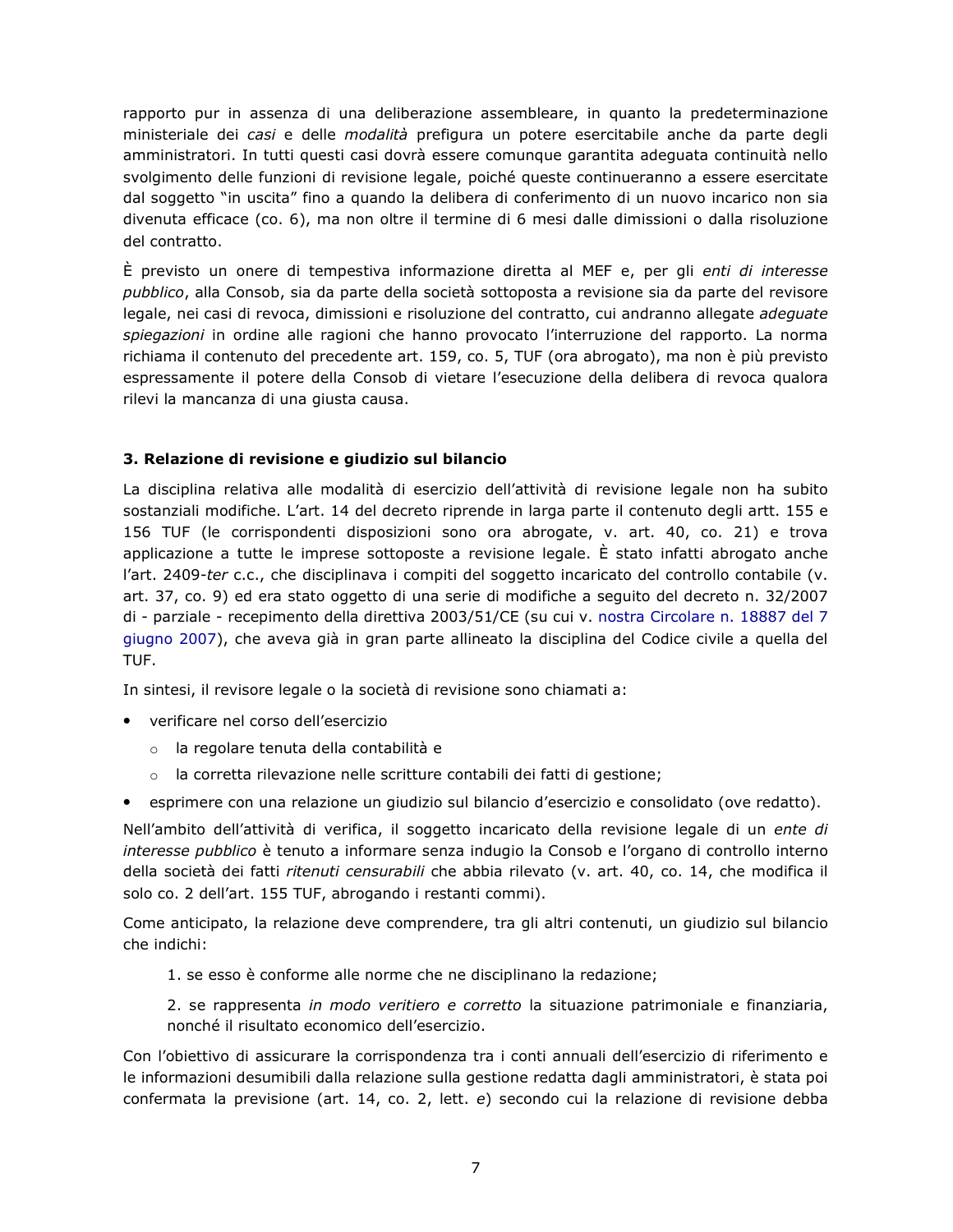rapporto pur in assenza di una deliberazione assembleare, in quanto la predeterminazione ministeriale dei *casi* e delle *modalità* prefigura un potere esercitabile anche da parte degli amministratori. In tutti questi casi dovrà essere comunque garantita adeguata continuità nello svolgimento delle funzioni di revisione legale, poiché queste continueranno a essere esercitate dal soggetto "in uscita" fino a quando la delibera di conferimento di un nuovo incarico non sia divenuta efficace (co. 6), ma non oltre il termine di 6 mesi dalle dimissioni o dalla risoluzione del contratto.

È previsto un onere di tempestiva informazione diretta al MEF e, per gli *enti di interesse pubblico*, alla Consob, sia da parte della società sottoposta a revisione sia da parte del revisore legale, nei casi di revoca, dimissioni e risoluzione del contratto, cui andranno allegate *adeguate spiegazioni* in ordine alle ragioni che hanno provocato l'interruzione del rapporto. La norma richiama il contenuto del precedente art. 159, co. 5, TUF (ora abrogato), ma non è più previsto espressamente il potere della Consob di vietare l'esecuzione della delibera di revoca qualora rilevi la mancanza di una giusta causa.

### 3. Relazione di revisione e giudizio sul bilancio

La disciplina relativa alle modalità di esercizio dell'attività di revisione legale non ha subito sostanziali modifiche. L'art. 14 del decreto riprende in larga parte il contenuto degli artt. 155 e 156 TUF (le corrispondenti disposizioni sono ora abrogate, v. art. 40, co. 21) e trova applicazione a tutte le imprese sottoposte a revisione legale. È stato infatti abrogato anche l'art. 2409-*ter* c.c., che disciplinava i compiti del soggetto incaricato del controllo contabile (v. art. 37, co. 9) ed era stato oggetto di una serie di modifiche a seguito del decreto n. 32/2007 di - parziale - recepimento della direttiva 2003/51/CE (su cui v. nostra Circolare n. 18887 del 7 giugno 2007), che aveva già in gran parte allineato la disciplina del Codice civile a quella del TUF.

In sintesi, il revisore legale o la società di revisione sono chiamati a:

- verificare nel corso dell'esercizio
  - la regolare tenuta della contabilità e
  - la corretta rilevazione nelle scritture contabili dei fatti di gestione;
- esprimere con una relazione un giudizio sul bilancio d'esercizio e consolidato (ove redatto).

Nell'ambito dell'attività di verifica, il soggetto incaricato della revisione legale di un *ente di interesse pubblico* è tenuto a informare senza indugio la Consob e l'organo di controllo interno della società dei fatti *ritenuti censurabili* che abbia rilevato (v. art. 40, co. 14, che modifica il solo co. 2 dell'art. 155 TUF, abrogando i restanti commi).

Come anticipato, la relazione deve comprendere, tra gli altri contenuti, un giudizio sul bilancio che indichi:

1. se esso è conforme alle norme che ne disciplinano la redazione;
2. se rappresenta *in modo veritiero e corretto* la situazione patrimoniale e finanziaria, nonché il risultato economico dell'esercizio.

Con l'obiettivo di assicurare la corrispondenza tra i conti annuali dell'esercizio di riferimento e le informazioni desumibili dalla relazione sulla gestione redatta dagli amministratori, è stata poi confermata la previsione (art. 14, co. 2, lett. *e*) secondo cui la relazione di revisione debba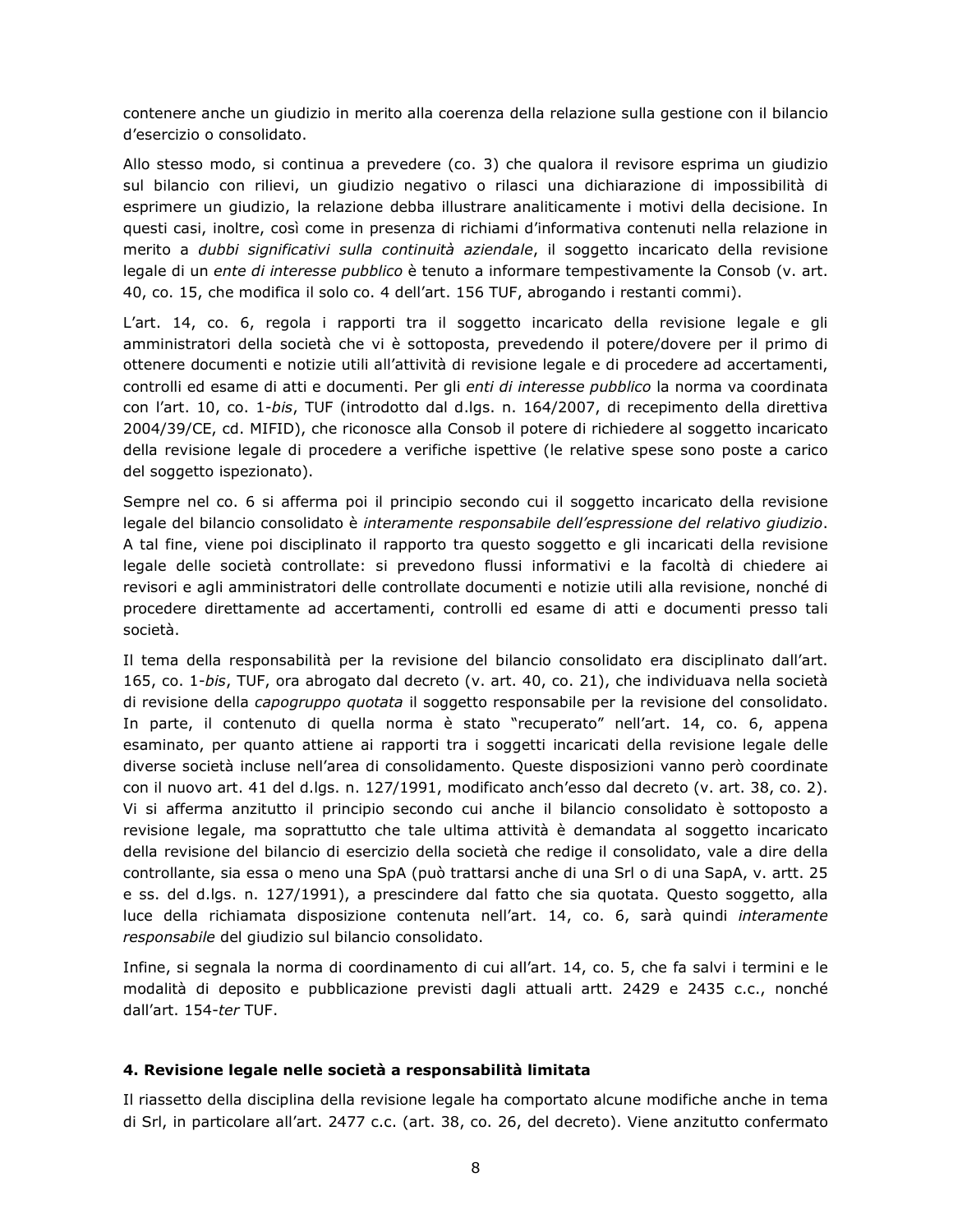contenere anche un giudizio in merito alla coerenza della relazione sulla gestione con il bilancio d'esercizio o consolidato.

Allo stesso modo, si continua a prevedere (co. 3) che qualora il revisore esprima un giudizio sul bilancio con rilievi, un giudizio negativo o rilasci una dichiarazione di impossibilità di esprimere un giudizio, la relazione debba illustrare analiticamente i motivi della decisione. In questi casi, inoltre, così come in presenza di richiami d'informativa contenuti nella relazione in merito a *dubbi significativi sulla continuità aziendale*, il soggetto incaricato della revisione legale di un *ente di interesse pubblico* è tenuto a informare tempestivamente la Consob (v. art. 40, co. 15, che modifica il solo co. 4 dell'art. 156 TUF, abrogando i restanti commi).

L'art. 14, co. 6, regola i rapporti tra il soggetto incaricato della revisione legale e gli amministratori della società che vi è sottoposta, prevedendo il potere/dovere per il primo di ottenere documenti e notizie utili all'attività di revisione legale e di procedere ad accertamenti, controlli ed esame di atti e documenti. Per gli *enti di interesse pubblico* la norma va coordinata con l'art. 10, co. 1-*bis*, TUF (introdotto dal d.lgs. n. 164/2007, di recepimento della direttiva 2004/39/CE, cd. MIFID), che riconosce alla Consob il potere di richiedere al soggetto incaricato della revisione legale di procedere a verifiche ispettive (le relative spese sono poste a carico del soggetto ispezionato).

Sempre nel co. 6 si afferma poi il principio secondo cui il soggetto incaricato della revisione legale del bilancio consolidato è *interamente responsabile dell'espressione del relativo giudizio*. A tal fine, viene poi disciplinato il rapporto tra questo soggetto e gli incaricati della revisione legale delle società controllate: si prevedono flussi informativi e la facoltà di chiedere ai revisori e agli amministratori delle controllate documenti e notizie utili alla revisione, nonché di procedere direttamente ad accertamenti, controlli ed esame di atti e documenti presso tali società.

Il tema della responsabilità per la revisione del bilancio consolidato era disciplinato dall'art. 165, co. 1-*bis*, TUF, ora abrogato dal decreto (v. art. 40, co. 21), che individuava nella società di revisione della *capogruppo quotata* il soggetto responsabile per la revisione del consolidato. In parte, il contenuto di quella norma è stato "recuperato" nell'art. 14, co. 6, appena esaminato, per quanto attiene ai rapporti tra i soggetti incaricati della revisione legale delle diverse società incluse nell'area di consolidamento. Queste disposizioni vanno però coordinate con il nuovo art. 41 del d.lgs. n. 127/1991, modificato anch'esso dal decreto (v. art. 38, co. 2). Vi si afferma anzitutto il principio secondo cui anche il bilancio consolidato è sottoposto a revisione legale, ma soprattutto che tale ultima attività è demandata al soggetto incaricato della revisione del bilancio di esercizio della società che redige il consolidato, vale a dire della controllante, sia essa o meno una SpA (può trattarsi anche di una Srl o di una SapA, v. artt. 25 e ss. del d.lgs. n. 127/1991), a prescindere dal fatto che sia quotata. Questo soggetto, alla luce della richiamata disposizione contenuta nell'art. 14, co. 6, sarà quindi *interamente responsabile* del giudizio sul bilancio consolidato.

Infine, si segnala la norma di coordinamento di cui all'art. 14, co. 5, che fa salvi i termini e le modalità di deposito e pubblicazione previsti dagli attuali artt. 2429 e 2435 c.c., nonché dall'art. 154-*ter* TUF.

#### 4. Revisione legale nelle società a responsabilità limitata

Il riassetto della disciplina della revisione legale ha comportato alcune modifiche anche in tema di Srl, in particolare all'art. 2477 c.c. (art. 38, co. 26, del decreto). Viene anzitutto confermato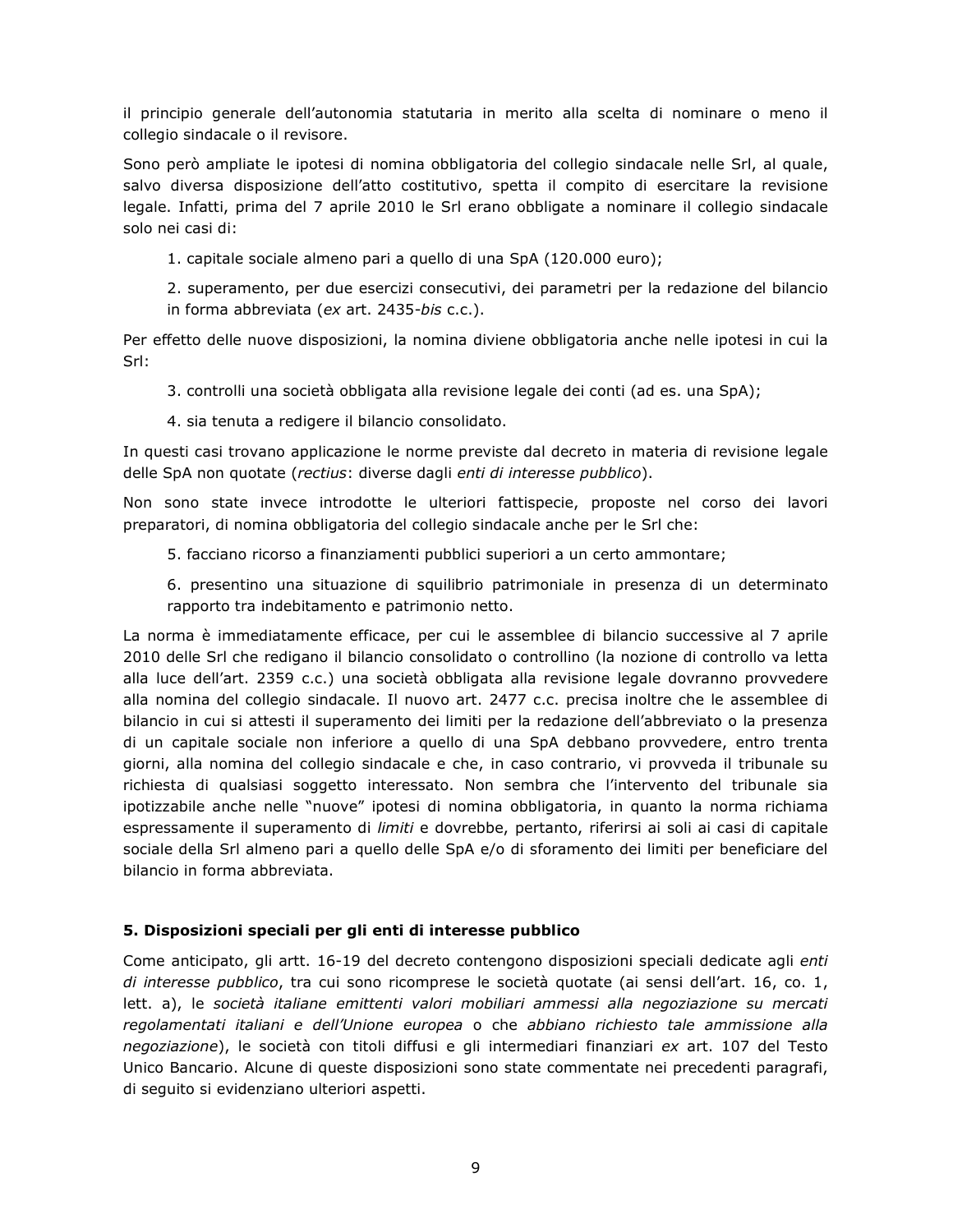il principio generale dell'autonomia statutaria in merito alla scelta di nominare o meno il collegio sindacale o il revisore.

Sono però ampliate le ipotesi di nomina obbligatoria del collegio sindacale nelle Srl, al quale, salvo diversa disposizione dell'atto costitutivo, spetta il compito di esercitare la revisione legale. Infatti, prima del 7 aprile 2010 le Srl erano obbligate a nominare il collegio sindacale solo nei casi di:

1. capitale sociale almeno pari a quello di una SpA (120.000 euro);

2. superamento, per due esercizi consecutivi, dei parametri per la redazione del bilancio in forma abbreviata (*ex* art. 2435-*bis* c.c.).

Per effetto delle nuove disposizioni, la nomina diviene obbligatoria anche nelle ipotesi in cui la Srl:

3. controlli una società obbligata alla revisione legale dei conti (ad es. una SpA);

4. sia tenuta a redigere il bilancio consolidato.

In questi casi trovano applicazione le norme previste dal decreto in materia di revisione legale delle SpA non quotate (*rectius*: diverse dagli *enti di interesse pubblico*).

Non sono state invece introdotte le ulteriori fattispecie, proposte nel corso dei lavori preparatori, di nomina obbligatoria del collegio sindacale anche per le Srl che:

5. facciano ricorso a finanziamenti pubblici superiori a un certo ammontare;

6. presentino una situazione di squilibrio patrimoniale in presenza di un determinato rapporto tra indebitamento e patrimonio netto.

La norma è immediatamente efficace, per cui le assemblee di bilancio successive al 7 aprile 2010 delle Srl che redigano il bilancio consolidato o controllino (la nozione di controllo va letta alla luce dell'art. 2359 c.c.) una società obbligata alla revisione legale dovranno provvedere alla nomina del collegio sindacale. Il nuovo art. 2477 c.c. precisa inoltre che le assemblee di bilancio in cui si attesti il superamento dei limiti per la redazione dell'abbreviato o la presenza di un capitale sociale non inferiore a quello di una SpA debbano provvedere, entro trenta giorni, alla nomina del collegio sindacale e che, in caso contrario, vi provveda il tribunale su richiesta di qualsiasi soggetto interessato. Non sembra che l'intervento del tribunale sia ipotizzabile anche nelle "nuove" ipotesi di nomina obbligatoria, in quanto la norma richiama espressamente il superamento di *limiti* e dovrebbe, pertanto, riferirsi ai soli ai casi di capitale sociale della Srl almeno pari a quello delle SpA e/o di sforamento dei limiti per beneficiare del bilancio in forma abbreviata.

## 5. Disposizioni speciali per gli enti di interesse pubblico

Come anticipato, gli artt. 16-19 del decreto contengono disposizioni speciali dedicate agli *enti di interesse pubblico*, tra cui sono ricomprese le società quotate (ai sensi dell'art. 16, co. 1, lett. a), le *società italiane emittenti valori mobiliari ammessi alla negoziazione su mercati regolamentati italiani e dell'Unione europea* o che *abbiano richiesto tale ammissione alla negoziazione*), le società con titoli diffusi e gli intermediari finanziari *ex* art. 107 del Testo Unico Bancario. Alcune di queste disposizioni sono state commentate nei precedenti paragrafi, di seguito si evidenziano ulteriori aspetti.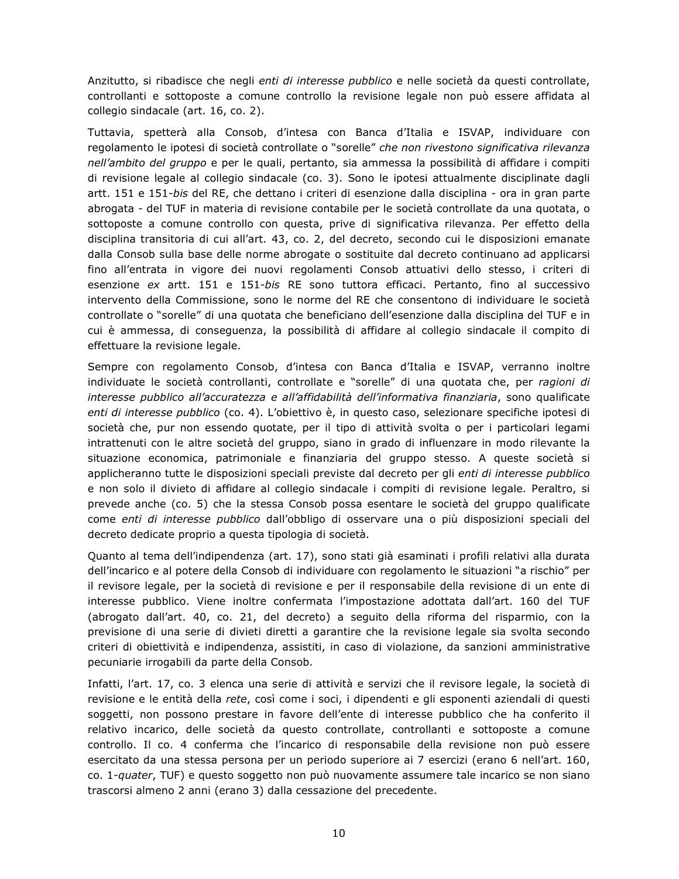Anzitutto, si ribadisce che negli *enti di interesse pubblico* e nelle società da questi controllate, controllanti e sottoposte a comune controllo la revisione legale non può essere affidata al collegio sindacale (art. 16, co. 2).

Tuttavia, spetterà alla Consob, d'intesa con Banca d'Italia e ISVAP, individuare con regolamento le ipotesi di società controllate o "sorelle" *che non rivestono significativa rilevanza nell'ambito del gruppo* e per le quali, pertanto, sia ammessa la possibilità di affidare i compiti di revisione legale al collegio sindacale (co. 3). Sono le ipotesi attualmente disciplinate dagli artt. 151 e 151-*bis* del RE, che dettano i criteri di esenzione dalla disciplina - ora in gran parte abrogata - del TUF in materia di revisione contabile per le società controllate da una quotata, o sottoposte a comune controllo con questa, prive di significativa rilevanza. Per effetto della disciplina transitoria di cui all'art. 43, co. 2, del decreto, secondo cui le disposizioni emanate dalla Consob sulla base delle norme abrogate o sostituite dal decreto continuano ad applicarsi fino all'entrata in vigore dei nuovi regolamenti Consob attuativi dello stesso, i criteri di esenzione *ex* artt. 151 e 151-*bis* RE sono tuttora efficaci. Pertanto, fino al successivo intervento della Commissione, sono le norme del RE che consentono di individuare le società controllate o "sorelle" di una quotata che beneficiano dell'esenzione dalla disciplina del TUF e in cui è ammessa, di conseguenza, la possibilità di affidare al collegio sindacale il compito di effettuare la revisione legale.

Sempre con regolamento Consob, d'intesa con Banca d'Italia e ISVAP, verranno inoltre individuate le società controllanti, controllate e "sorelle" di una quotata che, per *ragioni di interesse pubblico all'accuratezza e all'affidabilità dell'informativa finanziaria*, sono qualificate *enti di interesse pubblico* (co. 4). L'obiettivo è, in questo caso, selezionare specifiche ipotesi di società che, pur non essendo quotate, per il tipo di attività svolta o per i particolari legami intrattenuti con le altre società del gruppo, siano in grado di influenzare in modo rilevante la situazione economica, patrimoniale e finanziaria del gruppo stesso. A queste società si applicheranno tutte le disposizioni speciali previste dal decreto per gli *enti di interesse pubblico* e non solo il divieto di affidare al collegio sindacale i compiti di revisione legale. Peraltro, si prevede anche (co. 5) che la stessa Consob possa esentare le società del gruppo qualificate come *enti di interesse pubblico* dall'obbligo di osservare una o più disposizioni speciali del decreto dedicate proprio a questa tipologia di società.

Quanto al tema dell'indipendenza (art. 17), sono stati già esaminati i profili relativi alla durata dell'incarico e al potere della Consob di individuare con regolamento le situazioni "a rischio" per il revisore legale, per la società di revisione e per il responsabile della revisione di un ente di interesse pubblico. Viene inoltre confermata l'impostazione adottata dall'art. 160 del TUF (abrogato dall'art. 40, co. 21, del decreto) a seguito della riforma del risparmio, con la previsione di una serie di divieti diretti a garantire che la revisione legale sia svolta secondo criteri di obiettività e indipendenza, assistiti, in caso di violazione, da sanzioni amministrative pecuniarie irrogabili da parte della Consob.

Infatti, l'art. 17, co. 3 elenca una serie di attività e servizi che il revisore legale, la società di revisione e le entità della *rete*, così come i soci, i dipendenti e gli esponenti aziendali di questi soggetti, non possono prestare in favore dell'ente di interesse pubblico che ha conferito il relativo incarico, delle società da questo controllate, controllanti e sottoposte a comune controllo. Il co. 4 conferma che l'incarico di responsabile della revisione non può essere esercitato da una stessa persona per un periodo superiore ai 7 esercizi (erano 6 nell'art. 160, co. 1-*quater*, TUF) e questo soggetto non può nuovamente assumere tale incarico se non siano trascorsi almeno 2 anni (erano 3) dalla cessazione del precedente.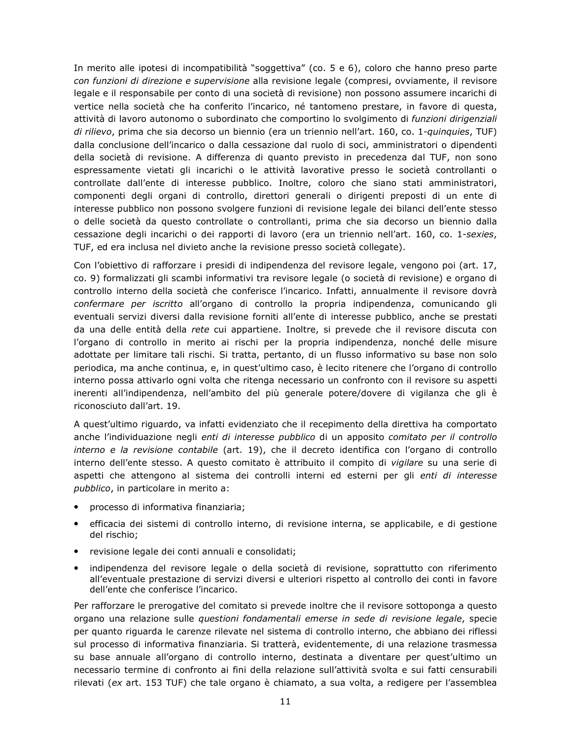In merito alle ipotesi di incompatibilità "soggettiva" (co. 5 e 6), coloro che hanno preso parte *con funzioni di direzione e supervisione* alla revisione legale (compresi, ovviamente, il revisore legale e il responsabile per conto di una società di revisione) non possono assumere incarichi di vertice nella società che ha conferito l'incarico, né tantomeno prestare, in favore di questa, attività di lavoro autonomo o subordinato che comportino lo svolgimento di *funzioni dirigenziali di rilievo*, prima che sia decorso un biennio (era un triennio nell'art. 160, co. 1-*quinquies*, TUF) dalla conclusione dell'incarico o dalla cessazione dal ruolo di soci, amministratori o dipendenti della società di revisione. A differenza di quanto previsto in precedenza dal TUF, non sono espressamente vietati gli incarichi o le attività lavorative presso le società controllanti o controllate dall'ente di interesse pubblico. Inoltre, coloro che siano stati amministratori, componenti degli organi di controllo, direttori generali o dirigenti preposti di un ente di interesse pubblico non possono svolgere funzioni di revisione legale dei bilanci dell'ente stesso o delle società da questo controllate o controllanti, prima che sia decorso un biennio dalla cessazione degli incarichi o dei rapporti di lavoro (era un triennio nell'art. 160, co. 1-*sexies*, TUF, ed era inclusa nel divieto anche la revisione presso società collegate).

Con l'obiettivo di rafforzare i presidi di indipendenza del revisore legale, vengono poi (art. 17, co. 9) formalizzati gli scambi informativi tra revisore legale (o società di revisione) e organo di controllo interno della società che conferisce l'incarico. Infatti, annualmente il revisore dovrà *confermare per iscritto* all'organo di controllo la propria indipendenza, comunicando gli eventuali servizi diversi dalla revisione forniti all'ente di interesse pubblico, anche se prestati da una delle entità della *rete* cui appartiene. Inoltre, si prevede che il revisore discuta con l'organo di controllo in merito ai rischi per la propria indipendenza, nonché delle misure adottate per limitare tali rischi. Si tratta, pertanto, di un flusso informativo su base non solo periodica, ma anche continua, e, in quest'ultimo caso, è lecito ritenere che l'organo di controllo interno possa attivarlo ogni volta che ritenga necessario un confronto con il revisore su aspetti inerenti all'indipendenza, nell'ambito del più generale potere/dovere di vigilanza che gli è riconosciuto dall'art. 19.

A quest'ultimo riguardo, va infatti evidenziato che il recepimento della direttiva ha comportato anche l'individuazione negli *enti di interesse pubblico* di un apposito *comitato per il controllo interno e la revisione contabile* (art. 19), che il decreto identifica con l'organo di controllo interno dell'ente stesso. A questo comitato è attribuito il compito di *vigilare* su una serie di aspetti che attengono al sistema dei controlli interni ed esterni per gli *enti di interesse pubblico*, in particolare in merito a:

- processo di informativa finanziaria;
- efficacia dei sistemi di controllo interno, di revisione interna, se applicabile, e di gestione del rischio;
- revisione legale dei conti annuali e consolidati;
- indipendenza del revisore legale o della società di revisione, soprattutto con riferimento all'eventuale prestazione di servizi diversi e ulteriori rispetto al controllo dei conti in favore dell'ente che conferisce l'incarico.

Per rafforzare le prerogative del comitato si prevede inoltre che il revisore sottoponga a questo organo una relazione sulle *questioni fondamentali emerse in sede di revisione legale*, specie per quanto riguarda le carenze rilevate nel sistema di controllo interno, che abbiano dei riflessi sul processo di informativa finanziaria. Si tratterà, evidentemente, di una relazione trasmessa su base annuale all'organo di controllo interno, destinata a diventare per quest'ultimo un necessario termine di confronto ai fini della relazione sull'attività svolta e sui fatti censurabili rilevati (*ex* art. 153 TUF) che tale organo è chiamato, a sua volta, a redigere per l'assemblea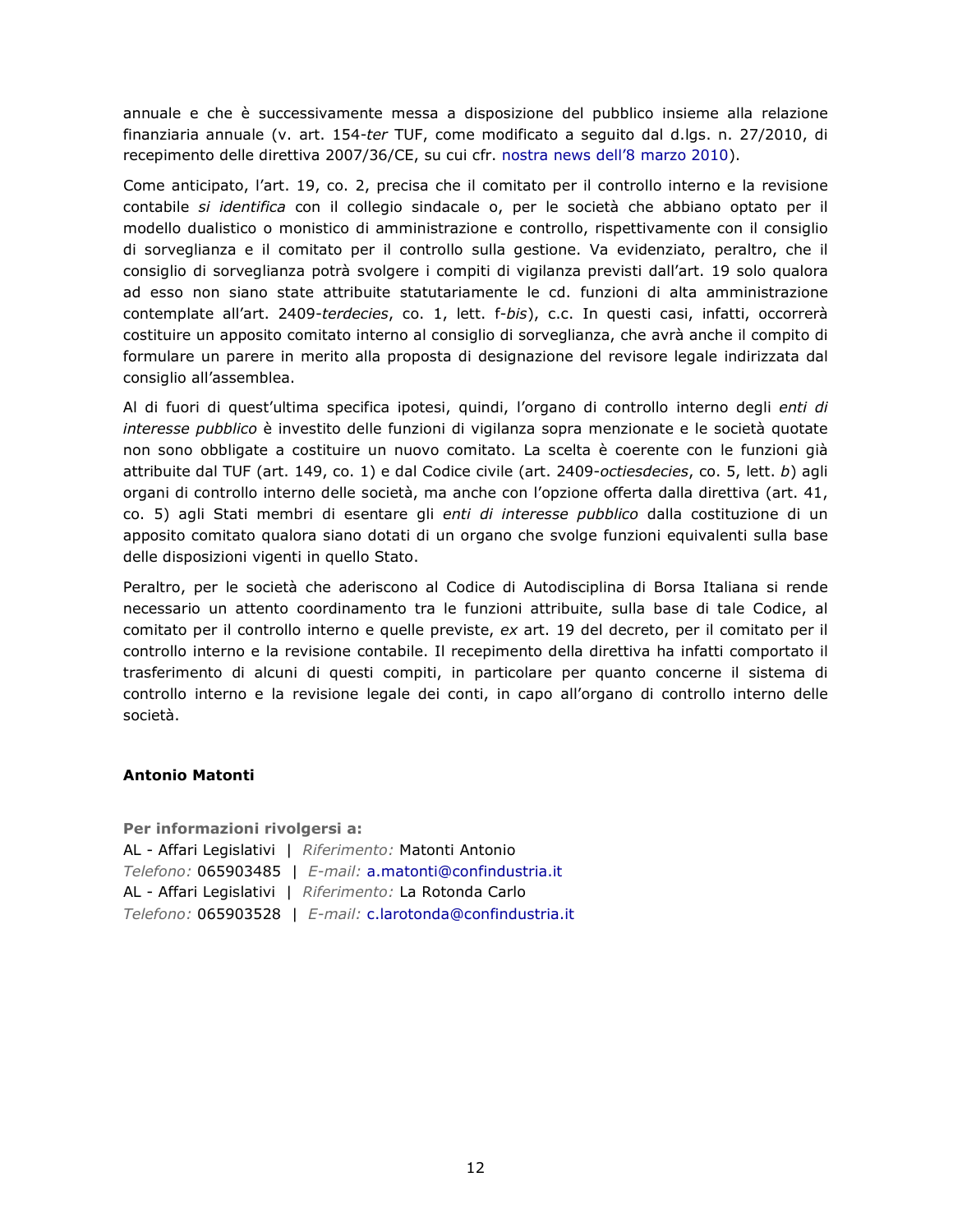annuale e che è successivamente messa a disposizione del pubblico insieme alla relazione finanziaria annuale (v. art. 154-*ter* TUF, come modificato a seguito dal d.lgs. n. 27/2010, di recepimento delle direttiva 2007/36/CE, su cui cfr. nostra news dell'8 marzo 2010).

Come anticipato, l'art. 19, co. 2, precisa che il comitato per il controllo interno e la revisione contabile *si identifica* con il collegio sindacale o, per le società che abbiano optato per il modello dualistico o monistico di amministrazione e controllo, rispettivamente con il consiglio di sorveglianza e il comitato per il controllo sulla gestione. Va evidenziato, peraltro, che il consiglio di sorveglianza potrà svolgere i compiti di vigilanza previsti dall'art. 19 solo qualora ad esso non siano state attribuite statutariamente le cd. funzioni di alta amministrazione contemplate all'art. 2409-*terdecies*, co. 1, lett. f-*bis*), c.c. In questi casi, infatti, occorrerà costituire un apposito comitato interno al consiglio di sorveglianza, che avrà anche il compito di formulare un parere in merito alla proposta di designazione del revisore legale indirizzata dal consiglio all'assemblea.

Al di fuori di quest'ultima specifica ipotesi, quindi, l'organo di controllo interno degli *enti di interesse pubblico* è investito delle funzioni di vigilanza sopra menzionate e le società quotate non sono obbligate a costituire un nuovo comitato. La scelta è coerente con le funzioni già attribuite dal TUF (art. 149, co. 1) e dal Codice civile (art. 2409-*octiesdecies*, co. 5, lett. *b*) agli organi di controllo interno delle società, ma anche con l'opzione offerta dalla direttiva (art. 41, co. 5) agli Stati membri di esentare gli *enti di interesse pubblico* dalla costituzione di un apposito comitato qualora siano dotati di un organo che svolge funzioni equivalenti sulla base delle disposizioni vigenti in quello Stato.

Peraltro, per le società che aderiscono al Codice di Autodisciplina di Borsa Italiana si rende necessario un attento coordinamento tra le funzioni attribuite, sulla base di tale Codice, al comitato per il controllo interno e quelle previste, *ex* art. 19 del decreto, per il comitato per il controllo interno e la revisione contabile. Il recepimento della direttiva ha infatti comportato il trasferimento di alcuni di questi compiti, in particolare per quanto concerne il sistema di controllo interno e la revisione legale dei conti, in capo all'organo di controllo interno delle società.

**Antonio Matonti**

**Per informazioni rivolgersi a:**
AL - Affari Legislativi | *Riferimento:* Matonti Antonio
*Telefono:* 065903485 | *E-mail:* a.matonti@confindustria.it
AL - Affari Legislativi | *Riferimento:* La Rotonda Carlo
*Telefono:* 065903528 | *E-mail:* c.larotonda@confindustria.it